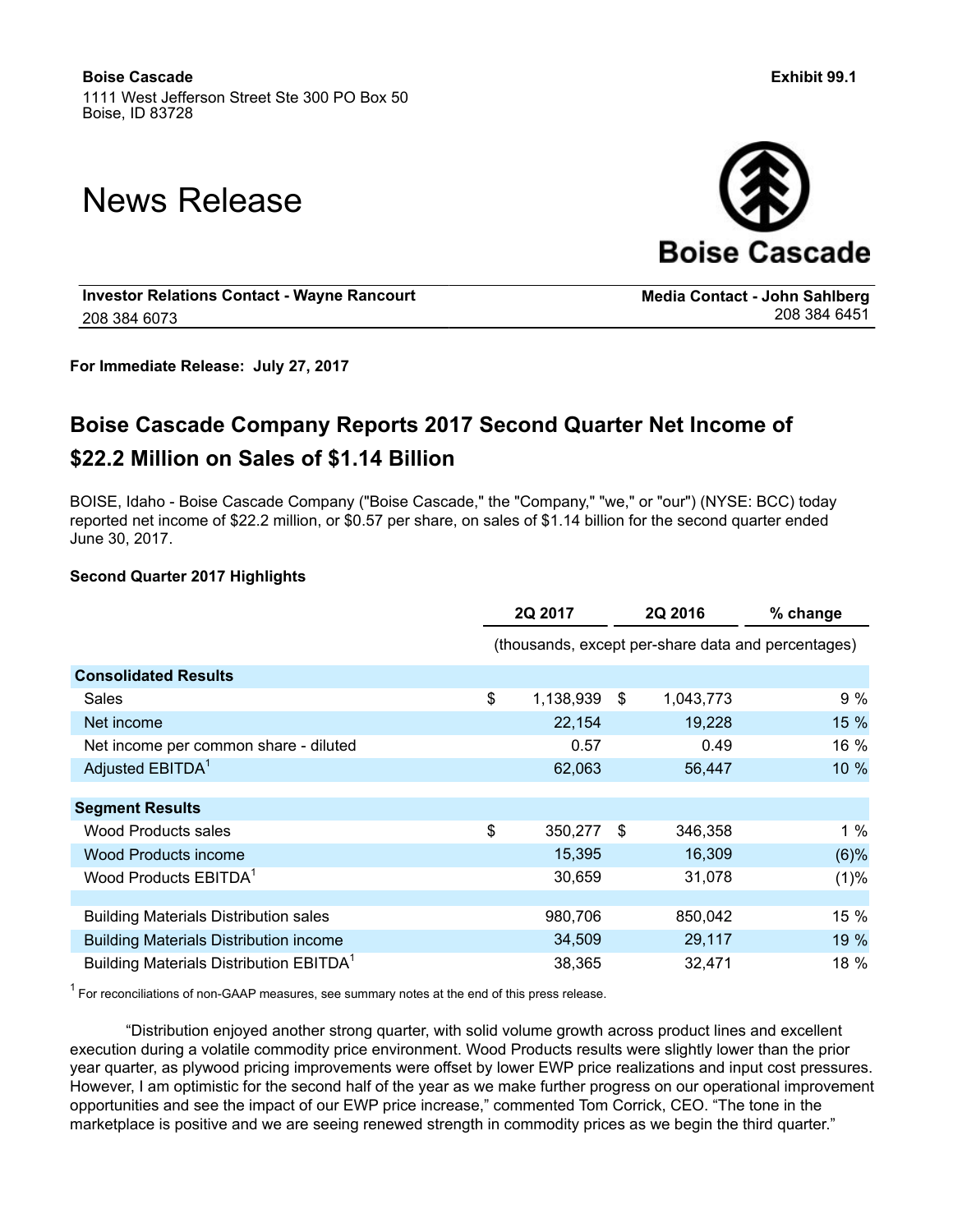**Boise Cascade**
1111 West Jefferson Street Ste 300 PO Box 50
Boise, ID 83728

**Exhibit 99.1**

# News Release

**Boise Cascade**

**Investor Relations Contact - Wayne Rancourt**
208 384 6073

**Media Contact - John Sahlberg**
208 384 6451

**For Immediate Release: July 27, 2017**

## Boise Cascade Company Reports 2017 Second Quarter Net Income of $22.2 Million on Sales of $1.14 Billion

BOISE, Idaho - Boise Cascade Company ("Boise Cascade," the "Company," "we," or "our") (NYSE: BCC) today reported net income of $22.2 million, or $0.57 per share, on sales of $1.14 billion for the second quarter ended June 30, 2017.

### Second Quarter 2017 Highlights

| | 2Q 2017 | 2Q 2016 | % change |
|---|---|---|---|
| | (thousands, except per-share data and percentages) | | |
| **Consolidated Results** | | | |
| Sales | $ 1,138,939 | $ 1,043,773 | 9 % |
| Net income | 22,154 | 19,228 | 15 % |
| Net income per common share - diluted | 0.57 | 0.49 | 16 % |
| Adjusted EBITDA[1] | 62,063 | 56,447 | 10 % |
| **Segment Results** | | | |
| Wood Products sales | $ 350,277 | $ 346,358 | 1 % |
| Wood Products income | 15,395 | 16,309 | (6)% |
| Wood Products EBITDA[1] | 30,659 | 31,078 | (1)% |
| | | | |
| Building Materials Distribution sales | 980,706 | 850,042 | 15 % |
| Building Materials Distribution income | 34,509 | 29,117 | 19 % |
| Building Materials Distribution EBITDA[1] | 38,365 | 32,471 | 18 % |

[1] For reconciliations of non-GAAP measures, see summary notes at the end of this press release.

"Distribution enjoyed another strong quarter, with solid volume growth across product lines and excellent execution during a volatile commodity price environment. Wood Products results were slightly lower than the prior year quarter, as plywood pricing improvements were offset by lower EWP price realizations and input cost pressures. However, I am optimistic for the second half of the year as we make further progress on our operational improvement opportunities and see the impact of our EWP price increase," commented Tom Corrick, CEO. "The tone in the marketplace is positive and we are seeing renewed strength in commodity prices as we begin the third quarter."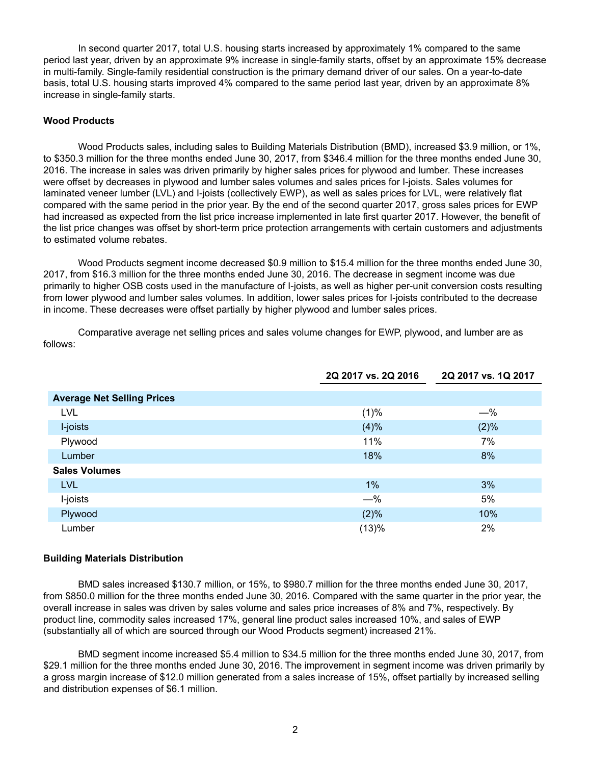In second quarter 2017, total U.S. housing starts increased by approximately 1% compared to the same period last year, driven by an approximate 9% increase in single-family starts, offset by an approximate 15% decrease in multi-family. Single-family residential construction is the primary demand driver of our sales. On a year-to-date basis, total U.S. housing starts improved 4% compared to the same period last year, driven by an approximate 8% increase in single-family starts.

**Wood Products**

Wood Products sales, including sales to Building Materials Distribution (BMD), increased $3.9 million, or 1%, to $350.3 million for the three months ended June 30, 2017, from $346.4 million for the three months ended June 30, 2016. The increase in sales was driven primarily by higher sales prices for plywood and lumber. These increases were offset by decreases in plywood and lumber sales volumes and sales prices for I-joists. Sales volumes for laminated veneer lumber (LVL) and I-joists (collectively EWP), as well as sales prices for LVL, were relatively flat compared with the same period in the prior year. By the end of the second quarter 2017, gross sales prices for EWP had increased as expected from the list price increase implemented in late first quarter 2017. However, the benefit of the list price changes was offset by short-term price protection arrangements with certain customers and adjustments to estimated volume rebates.

Wood Products segment income decreased $0.9 million to $15.4 million for the three months ended June 30, 2017, from $16.3 million for the three months ended June 30, 2016. The decrease in segment income was due primarily to higher OSB costs used in the manufacture of I-joists, as well as higher per-unit conversion costs resulting from lower plywood and lumber sales volumes. In addition, lower sales prices for I-joists contributed to the decrease in income. These decreases were offset partially by higher plywood and lumber sales prices.

Comparative average net selling prices and sales volume changes for EWP, plywood, and lumber are as follows:

| | 2Q 2017 vs. 2Q 2016 | 2Q 2017 vs. 1Q 2017 |
|---|---|---|
| **Average Net Selling Prices** | | |
| LVL | (1)% | —% |
| I-joists | (4)% | (2)% |
| Plywood | 11% | 7% |
| Lumber | 18% | 8% |
| **Sales Volumes** | | |
| LVL | 1% | 3% |
| I-joists | —% | 5% |
| Plywood | (2)% | 10% |
| Lumber | (13)% | 2% |

**Building Materials Distribution**

BMD sales increased $130.7 million, or 15%, to $980.7 million for the three months ended June 30, 2017, from $850.0 million for the three months ended June 30, 2016. Compared with the same quarter in the prior year, the overall increase in sales was driven by sales volume and sales price increases of 8% and 7%, respectively. By product line, commodity sales increased 17%, general line product sales increased 10%, and sales of EWP (substantially all of which are sourced through our Wood Products segment) increased 21%.

BMD segment income increased $5.4 million to $34.5 million for the three months ended June 30, 2017, from $29.1 million for the three months ended June 30, 2016. The improvement in segment income was driven primarily by a gross margin increase of $12.0 million generated from a sales increase of 15%, offset partially by increased selling and distribution expenses of $6.1 million.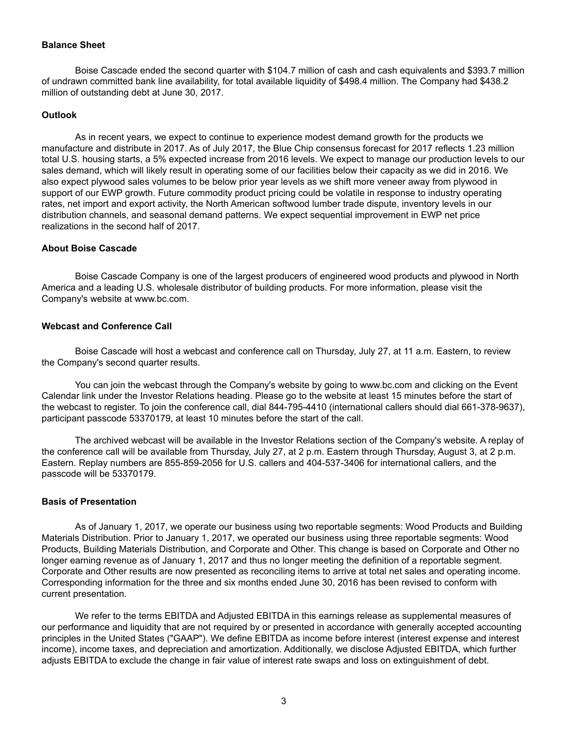**Balance Sheet**

Boise Cascade ended the second quarter with $104.7 million of cash and cash equivalents and $393.7 million of undrawn committed bank line availability, for total available liquidity of $498.4 million. The Company had $438.2 million of outstanding debt at June 30, 2017.

**Outlook**

As in recent years, we expect to continue to experience modest demand growth for the products we manufacture and distribute in 2017. As of July 2017, the Blue Chip consensus forecast for 2017 reflects 1.23 million total U.S. housing starts, a 5% expected increase from 2016 levels. We expect to manage our production levels to our sales demand, which will likely result in operating some of our facilities below their capacity as we did in 2016. We also expect plywood sales volumes to be below prior year levels as we shift more veneer away from plywood in support of our EWP growth. Future commodity product pricing could be volatile in response to industry operating rates, net import and export activity, the North American softwood lumber trade dispute, inventory levels in our distribution channels, and seasonal demand patterns. We expect sequential improvement in EWP net price realizations in the second half of 2017.

**About Boise Cascade**

Boise Cascade Company is one of the largest producers of engineered wood products and plywood in North America and a leading U.S. wholesale distributor of building products. For more information, please visit the Company's website at www.bc.com.

**Webcast and Conference Call**

Boise Cascade will host a webcast and conference call on Thursday, July 27, at 11 a.m. Eastern, to review the Company's second quarter results.

You can join the webcast through the Company's website by going to www.bc.com and clicking on the Event Calendar link under the Investor Relations heading. Please go to the website at least 15 minutes before the start of the webcast to register. To join the conference call, dial 844-795-4410 (international callers should dial 661-378-9637), participant passcode 53370179, at least 10 minutes before the start of the call.

The archived webcast will be available in the Investor Relations section of the Company's website. A replay of the conference call will be available from Thursday, July 27, at 2 p.m. Eastern through Thursday, August 3, at 2 p.m. Eastern. Replay numbers are 855-859-2056 for U.S. callers and 404-537-3406 for international callers, and the passcode will be 53370179.

**Basis of Presentation**

As of January 1, 2017, we operate our business using two reportable segments: Wood Products and Building Materials Distribution. Prior to January 1, 2017, we operated our business using three reportable segments: Wood Products, Building Materials Distribution, and Corporate and Other. This change is based on Corporate and Other no longer earning revenue as of January 1, 2017 and thus no longer meeting the definition of a reportable segment. Corporate and Other results are now presented as reconciling items to arrive at total net sales and operating income. Corresponding information for the three and six months ended June 30, 2016 has been revised to conform with current presentation.

We refer to the terms EBITDA and Adjusted EBITDA in this earnings release as supplemental measures of our performance and liquidity that are not required by or presented in accordance with generally accepted accounting principles in the United States ("GAAP"). We define EBITDA as income before interest (interest expense and interest income), income taxes, and depreciation and amortization. Additionally, we disclose Adjusted EBITDA, which further adjusts EBITDA to exclude the change in fair value of interest rate swaps and loss on extinguishment of debt.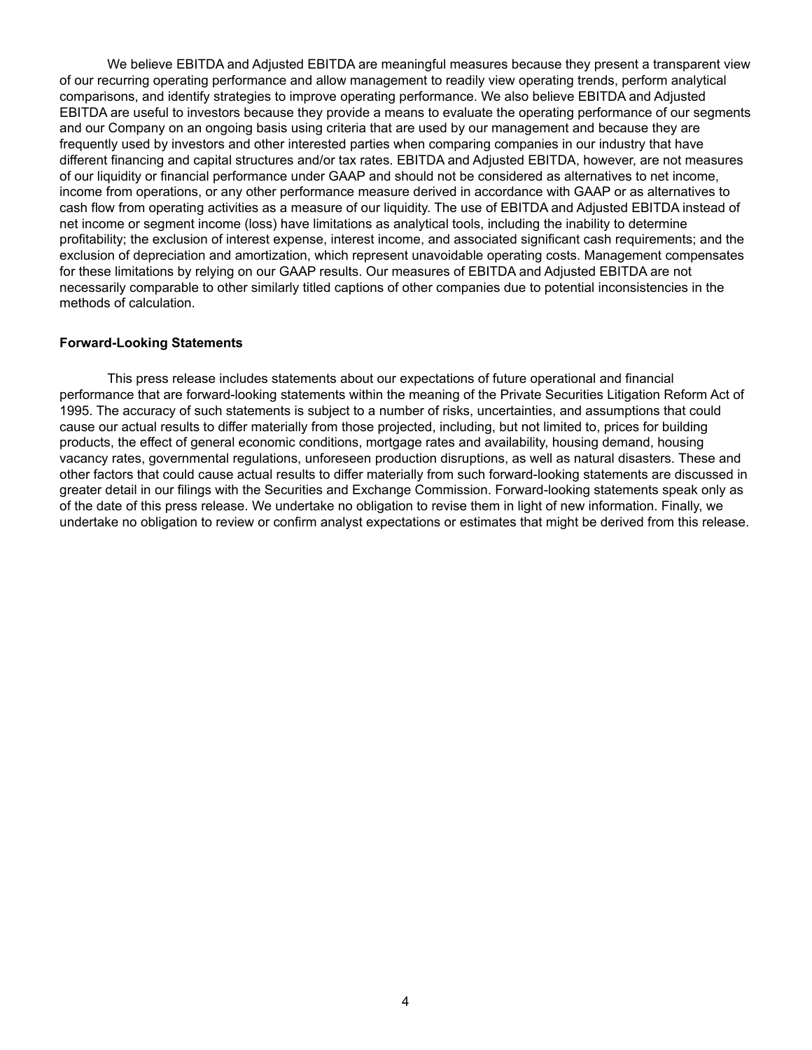We believe EBITDA and Adjusted EBITDA are meaningful measures because they present a transparent view of our recurring operating performance and allow management to readily view operating trends, perform analytical comparisons, and identify strategies to improve operating performance. We also believe EBITDA and Adjusted EBITDA are useful to investors because they provide a means to evaluate the operating performance of our segments and our Company on an ongoing basis using criteria that are used by our management and because they are frequently used by investors and other interested parties when comparing companies in our industry that have different financing and capital structures and/or tax rates. EBITDA and Adjusted EBITDA, however, are not measures of our liquidity or financial performance under GAAP and should not be considered as alternatives to net income, income from operations, or any other performance measure derived in accordance with GAAP or as alternatives to cash flow from operating activities as a measure of our liquidity. The use of EBITDA and Adjusted EBITDA instead of net income or segment income (loss) have limitations as analytical tools, including the inability to determine profitability; the exclusion of interest expense, interest income, and associated significant cash requirements; and the exclusion of depreciation and amortization, which represent unavoidable operating costs. Management compensates for these limitations by relying on our GAAP results. Our measures of EBITDA and Adjusted EBITDA are not necessarily comparable to other similarly titled captions of other companies due to potential inconsistencies in the methods of calculation.

**Forward-Looking Statements**

This press release includes statements about our expectations of future operational and financial performance that are forward-looking statements within the meaning of the Private Securities Litigation Reform Act of 1995. The accuracy of such statements is subject to a number of risks, uncertainties, and assumptions that could cause our actual results to differ materially from those projected, including, but not limited to, prices for building products, the effect of general economic conditions, mortgage rates and availability, housing demand, housing vacancy rates, governmental regulations, unforeseen production disruptions, as well as natural disasters. These and other factors that could cause actual results to differ materially from such forward-looking statements are discussed in greater detail in our filings with the Securities and Exchange Commission. Forward-looking statements speak only as of the date of this press release. We undertake no obligation to revise them in light of new information. Finally, we undertake no obligation to review or confirm analyst expectations or estimates that might be derived from this release.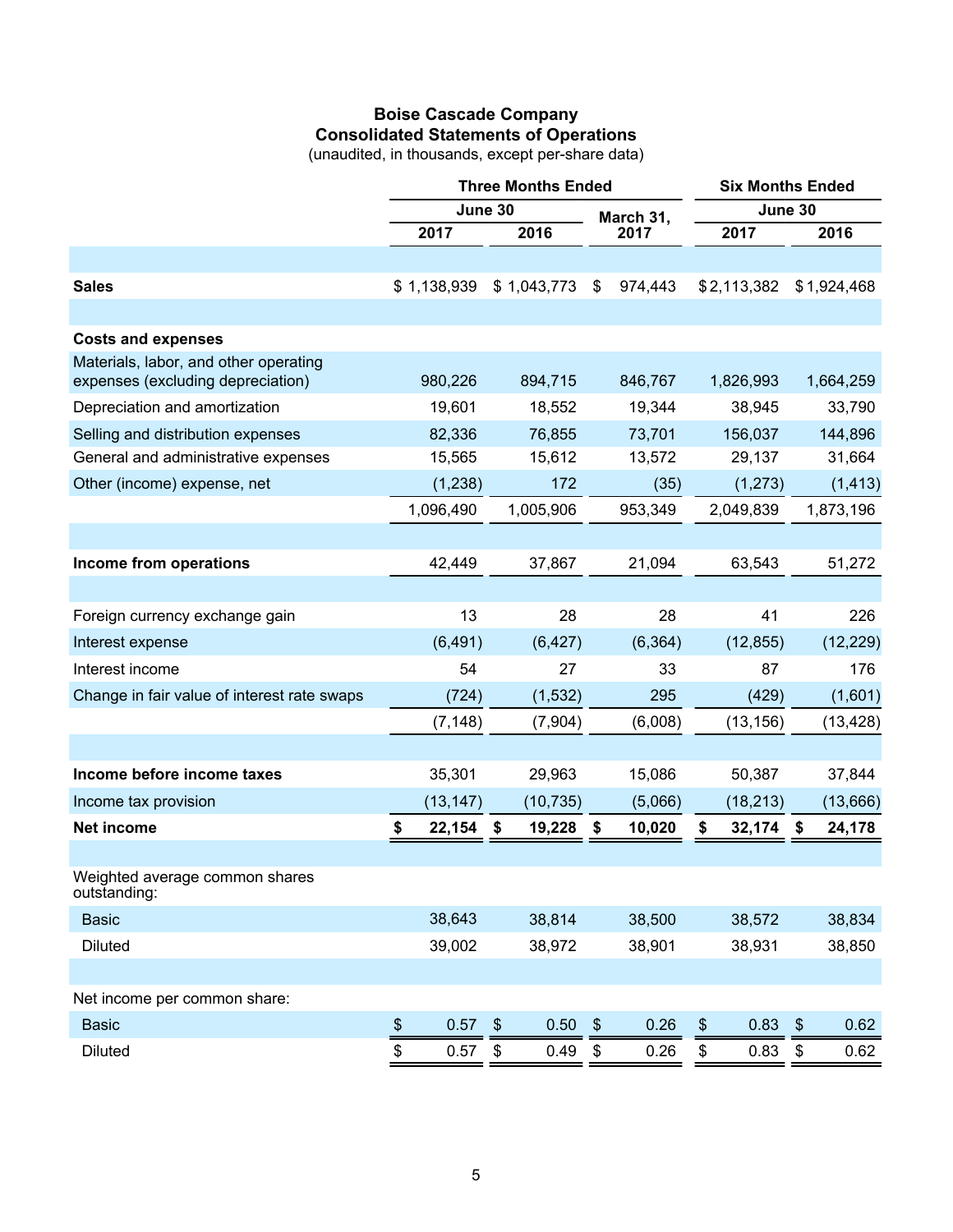# Boise Cascade Company
## Consolidated Statements of Operations
(unaudited, in thousands, except per-share data)

| | Three Months Ended | | | Six Months Ended | |
|---|---|---|---|---|---|
| | June 30 | | March 31, | June 30 | |
| | 2017 | 2016 | 2017 | 2017 | 2016 |
| **Sales** | $ 1,138,939 | $ 1,043,773 | $ 974,443 | $ 2,113,382 | $ 1,924,468 |
| **Costs and expenses** | | | | | |
| Materials, labor, and other operating expenses (excluding depreciation) | 980,226 | 894,715 | 846,767 | 1,826,993 | 1,664,259 |
| Depreciation and amortization | 19,601 | 18,552 | 19,344 | 38,945 | 33,790 |
| Selling and distribution expenses | 82,336 | 76,855 | 73,701 | 156,037 | 144,896 |
| General and administrative expenses | 15,565 | 15,612 | 13,572 | 29,137 | 31,664 |
| Other (income) expense, net | (1,238) | 172 | (35) | (1,273) | (1,413) |
| | 1,096,490 | 1,005,906 | 953,349 | 2,049,839 | 1,873,196 |
| **Income from operations** | 42,449 | 37,867 | 21,094 | 63,543 | 51,272 |
| Foreign currency exchange gain | 13 | 28 | 28 | 41 | 226 |
| Interest expense | (6,491) | (6,427) | (6,364) | (12,855) | (12,229) |
| Interest income | 54 | 27 | 33 | 87 | 176 |
| Change in fair value of interest rate swaps | (724) | (1,532) | 295 | (429) | (1,601) |
| | (7,148) | (7,904) | (6,008) | (13,156) | (13,428) |
| **Income before income taxes** | 35,301 | 29,963 | 15,086 | 50,387 | 37,844 |
| Income tax provision | (13,147) | (10,735) | (5,066) | (18,213) | (13,666) |
| **Net income** | **$ 22,154** | **$ 19,228** | **$ 10,020** | **$ 32,174** | **$ 24,178** |
| Weighted average common shares outstanding: | | | | | |
| Basic | 38,643 | 38,814 | 38,500 | 38,572 | 38,834 |
| Diluted | 39,002 | 38,972 | 38,901 | 38,931 | 38,850 |
| Net income per common share: | | | | | |
| Basic | $ 0.57 | $ 0.50 | $ 0.26 | $ 0.83 | $ 0.62 |
| Diluted | $ 0.57 | $ 0.49 | $ 0.26 | $ 0.83 | $ 0.62 |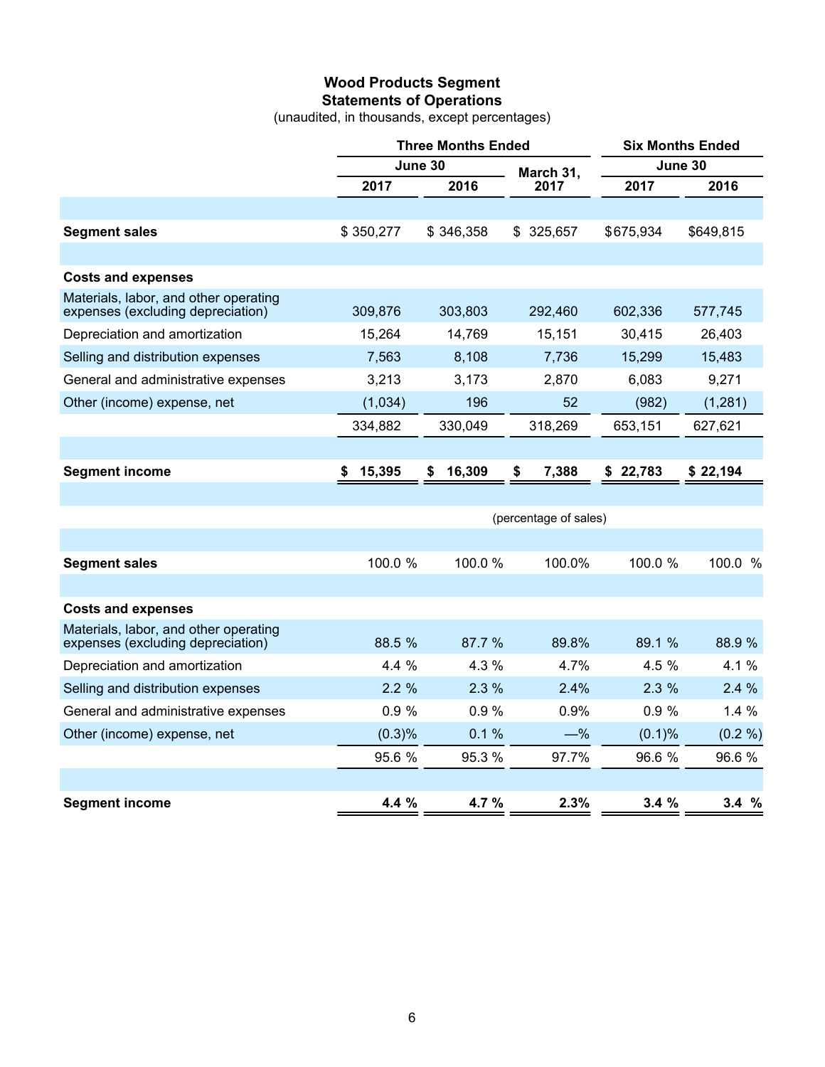# Wood Products Segment
## Statements of Operations
(unaudited, in thousands, except percentages)

| | Three Months Ended | | | Six Months Ended | |
|---|---|---|---|---|---|
| | June 30 | | March 31, | June 30 | |
| | 2017 | 2016 | 2017 | 2017 | 2016 |
| **Segment sales** | $ 350,277 | $ 346,358 | $ 325,657 | $675,934 | $649,815 |
| **Costs and expenses** | | | | | |
| Materials, labor, and other operating expenses (excluding depreciation) | 309,876 | 303,803 | 292,460 | 602,336 | 577,745 |
| Depreciation and amortization | 15,264 | 14,769 | 15,151 | 30,415 | 26,403 |
| Selling and distribution expenses | 7,563 | 8,108 | 7,736 | 15,299 | 15,483 |
| General and administrative expenses | 3,213 | 3,173 | 2,870 | 6,083 | 9,271 |
| Other (income) expense, net | (1,034) | 196 | 52 | (982) | (1,281) |
| | 334,882 | 330,049 | 318,269 | 653,151 | 627,621 |
| **Segment income** | **$ 15,395** | **$ 16,309** | **$ 7,388** | **$ 22,783** | **$ 22,194** |
| | | | (percentage of sales) | | |
| **Segment sales** | 100.0 % | 100.0 % | 100.0% | 100.0 % | 100.0 % |
| **Costs and expenses** | | | | | |
| Materials, labor, and other operating expenses (excluding depreciation) | 88.5 % | 87.7 % | 89.8% | 89.1 % | 88.9 % |
| Depreciation and amortization | 4.4 % | 4.3 % | 4.7% | 4.5 % | 4.1 % |
| Selling and distribution expenses | 2.2 % | 2.3 % | 2.4% | 2.3 % | 2.4 % |
| General and administrative expenses | 0.9 % | 0.9 % | 0.9% | 0.9 % | 1.4 % |
| Other (income) expense, net | (0.3)% | 0.1 % | —% | (0.1)% | (0.2 %) |
| | 95.6 % | 95.3 % | 97.7% | 96.6 % | 96.6 % |
| **Segment income** | **4.4 %** | **4.7 %** | **2.3%** | **3.4 %** | **3.4 %** |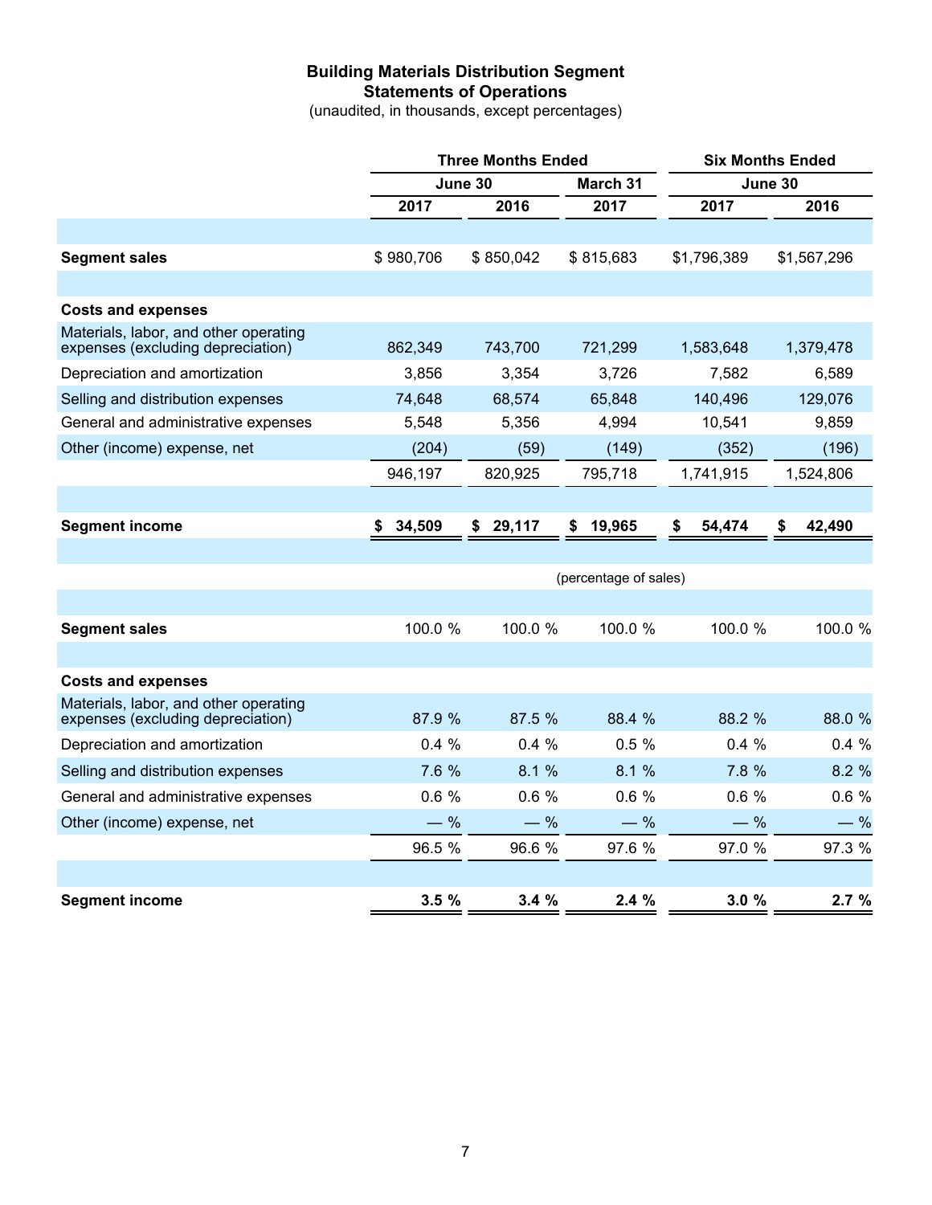# Building Materials Distribution Segment
## Statements of Operations

(unaudited, in thousands, except percentages)

| | Three Months Ended | | | Six Months Ended | |
|---|---|---|---|---|---|
| | June 30 | | March 31 | June 30 | |
| | 2017 | 2016 | 2017 | 2017 | 2016 |
| **Segment sales** | $ 980,706 | $ 850,042 | $ 815,683 | $1,796,389 | $1,567,296 |
| **Costs and expenses** | | | | | |
| Materials, labor, and other operating expenses (excluding depreciation) | 862,349 | 743,700 | 721,299 | 1,583,648 | 1,379,478 |
| Depreciation and amortization | 3,856 | 3,354 | 3,726 | 7,582 | 6,589 |
| Selling and distribution expenses | 74,648 | 68,574 | 65,848 | 140,496 | 129,076 |
| General and administrative expenses | 5,548 | 5,356 | 4,994 | 10,541 | 9,859 |
| Other (income) expense, net | (204) | (59) | (149) | (352) | (196) |
| | 946,197 | 820,925 | 795,718 | 1,741,915 | 1,524,806 |
| **Segment income** | **$ 34,509** | **$ 29,117** | **$ 19,965** | **$ 54,474** | **$ 42,490** |
| | | | (percentage of sales) | | |
| **Segment sales** | 100.0 % | 100.0 % | 100.0 % | 100.0 % | 100.0 % |
| **Costs and expenses** | | | | | |
| Materials, labor, and other operating expenses (excluding depreciation) | 87.9 % | 87.5 % | 88.4 % | 88.2 % | 88.0 % |
| Depreciation and amortization | 0.4 % | 0.4 % | 0.5 % | 0.4 % | 0.4 % |
| Selling and distribution expenses | 7.6 % | 8.1 % | 8.1 % | 7.8 % | 8.2 % |
| General and administrative expenses | 0.6 % | 0.6 % | 0.6 % | 0.6 % | 0.6 % |
| Other (income) expense, net | — % | — % | — % | — % | — % |
| | 96.5 % | 96.6 % | 97.6 % | 97.0 % | 97.3 % |
| **Segment income** | **3.5 %** | **3.4 %** | **2.4 %** | **3.0 %** | **2.7 %** |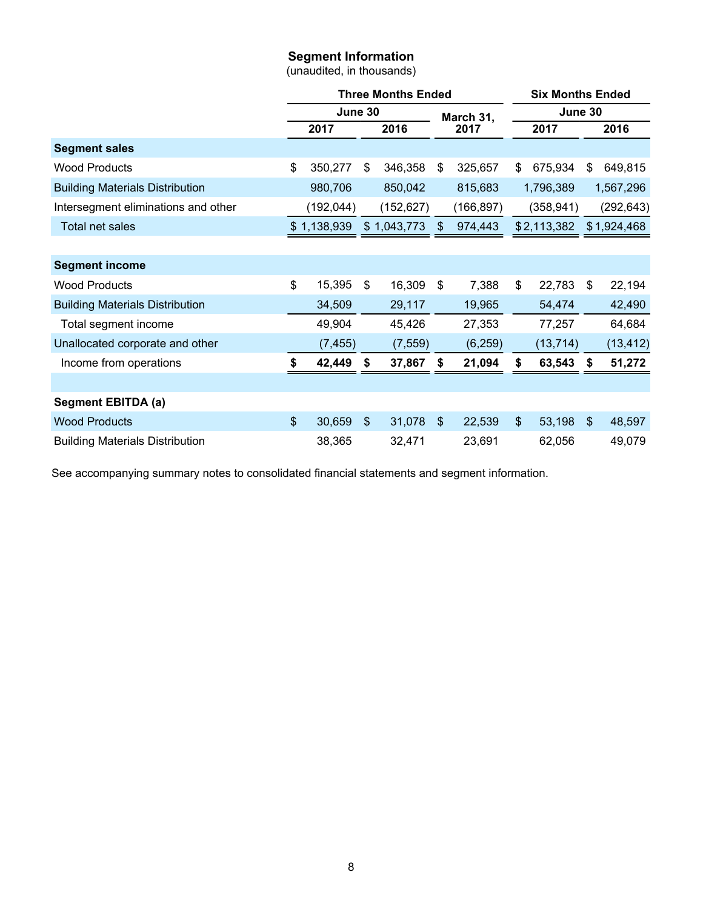## Segment Information

(unaudited, in thousands)

| | Three Months Ended | | | Six Months Ended | |
|---|---|---|---|---|---|
| | June 30 | | March 31, | June 30 | |
| | 2017 | 2016 | 2017 | 2017 | 2016 |
| **Segment sales** | | | | | |
| Wood Products | $ 350,277 | $ 346,358 | $ 325,657 | $ 675,934 | $ 649,815 |
| Building Materials Distribution | 980,706 | 850,042 | 815,683 | 1,796,389 | 1,567,296 |
| Intersegment eliminations and other | (192,044) | (152,627) | (166,897) | (358,941) | (292,643) |
| Total net sales | $ 1,138,939 | $ 1,043,773 | $ 974,443 | $ 2,113,382 | $ 1,924,468 |
| **Segment income** | | | | | |
| Wood Products | $ 15,395 | $ 16,309 | $ 7,388 | $ 22,783 | $ 22,194 |
| Building Materials Distribution | 34,509 | 29,117 | 19,965 | 54,474 | 42,490 |
| Total segment income | 49,904 | 45,426 | 27,353 | 77,257 | 64,684 |
| Unallocated corporate and other | (7,455) | (7,559) | (6,259) | (13,714) | (13,412) |
| Income from operations | **$ 42,449** | **$ 37,867** | **$ 21,094** | **$ 63,543** | **$ 51,272** |
| **Segment EBITDA (a)** | | | | | |
| Wood Products | $ 30,659 | $ 31,078 | $ 22,539 | $ 53,198 | $ 48,597 |
| Building Materials Distribution | 38,365 | 32,471 | 23,691 | 62,056 | 49,079 |

See accompanying summary notes to consolidated financial statements and segment information.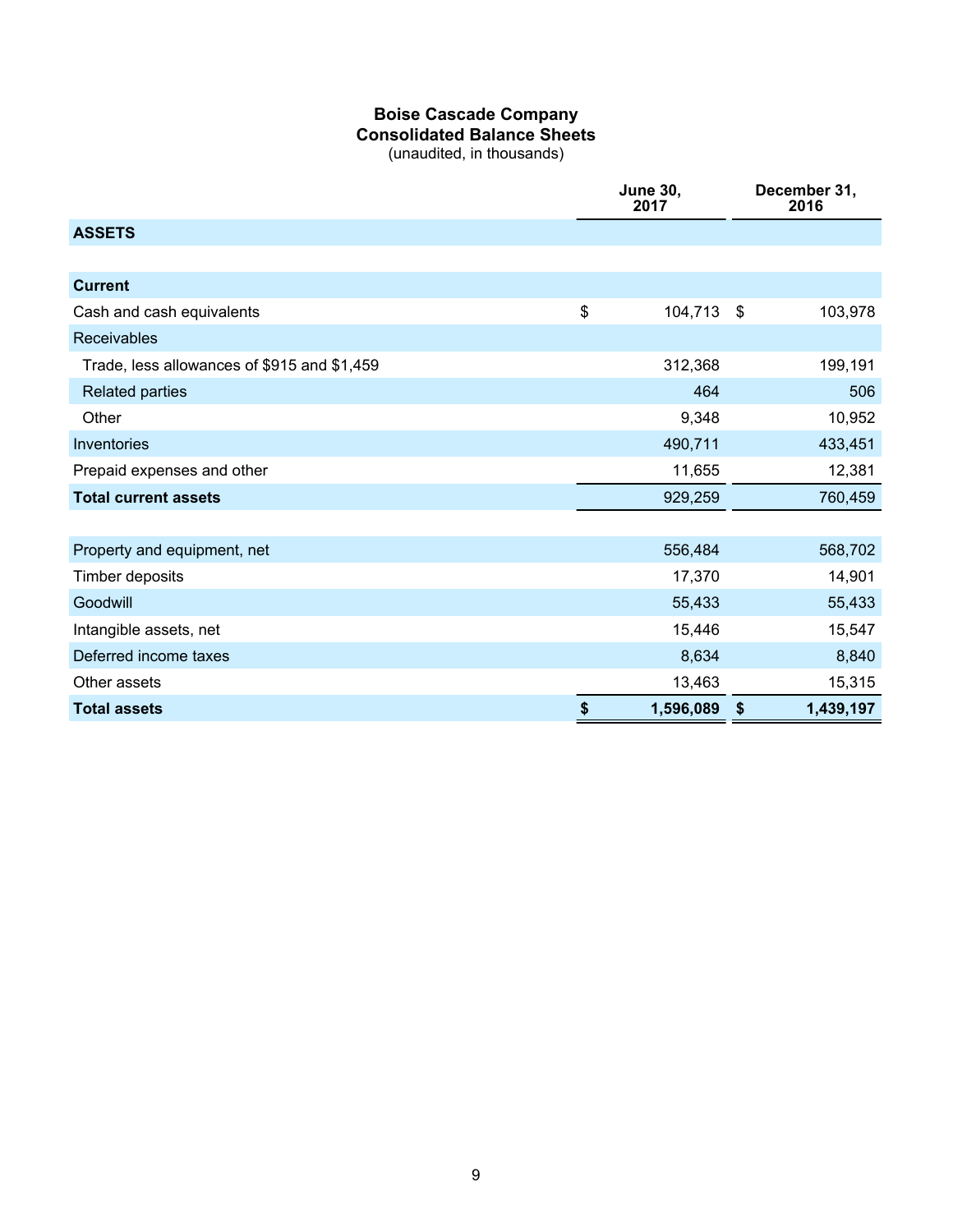# Boise Cascade Company
## Consolidated Balance Sheets
(unaudited, in thousands)

| | June 30, 2017 | December 31, 2016 |
|---|---|---|
| **ASSETS** | | |
| | | |
| **Current** | | |
| Cash and cash equivalents | $ 104,713 | $ 103,978 |
| Receivables | | |
| Trade, less allowances of $915 and $1,459 | 312,368 | 199,191 |
| Related parties | 464 | 506 |
| Other | 9,348 | 10,952 |
| Inventories | 490,711 | 433,451 |
| Prepaid expenses and other | 11,655 | 12,381 |
| **Total current assets** | 929,259 | 760,459 |
| | | |
| Property and equipment, net | 556,484 | 568,702 |
| Timber deposits | 17,370 | 14,901 |
| Goodwill | 55,433 | 55,433 |
| Intangible assets, net | 15,446 | 15,547 |
| Deferred income taxes | 8,634 | 8,840 |
| Other assets | 13,463 | 15,315 |
| **Total assets** | **$ 1,596,089** | **$ 1,439,197** |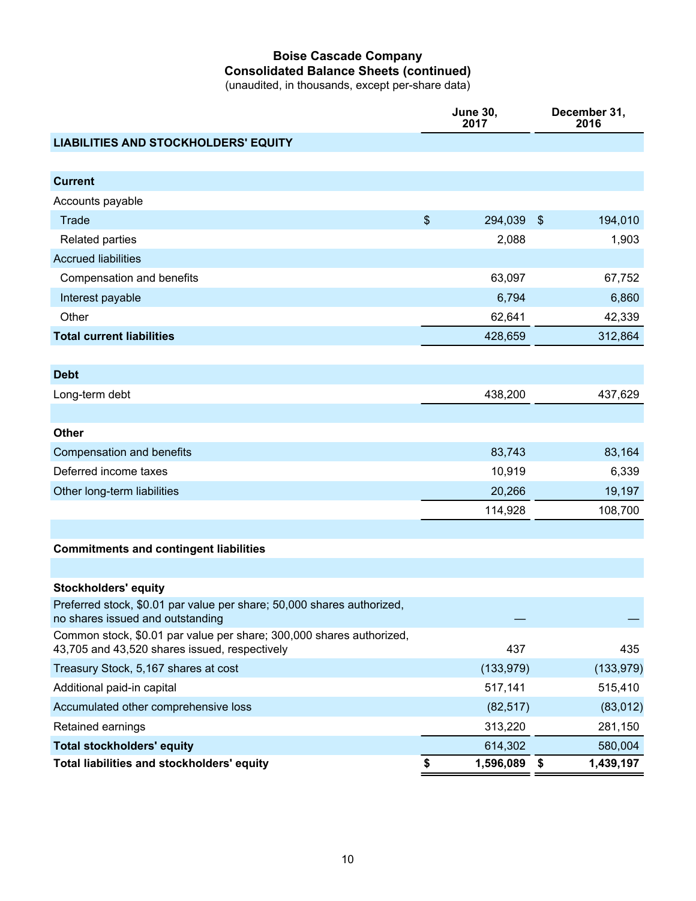# Boise Cascade Company
## Consolidated Balance Sheets (continued)
(unaudited, in thousands, except per-share data)

| | June 30, 2017 | December 31, 2016 |
|---|---|---|
| **LIABILITIES AND STOCKHOLDERS' EQUITY** | | |
| | | |
| **Current** | | |
| Accounts payable | | |
| Trade | $ 294,039 | $ 194,010 |
| Related parties | 2,088 | 1,903 |
| Accrued liabilities | | |
| Compensation and benefits | 63,097 | 67,752 |
| Interest payable | 6,794 | 6,860 |
| Other | 62,641 | 42,339 |
| **Total current liabilities** | 428,659 | 312,864 |
| | | |
| **Debt** | | |
| Long-term debt | 438,200 | 437,629 |
| | | |
| **Other** | | |
| Compensation and benefits | 83,743 | 83,164 |
| Deferred income taxes | 10,919 | 6,339 |
| Other long-term liabilities | 20,266 | 19,197 |
| | 114,928 | 108,700 |
| | | |
| **Commitments and contingent liabilities** | | |
| | | |
| **Stockholders' equity** | | |
| Preferred stock, $0.01 par value per share; 50,000 shares authorized, no shares issued and outstanding | — | — |
| Common stock, $0.01 par value per share; 300,000 shares authorized, 43,705 and 43,520 shares issued, respectively | 437 | 435 |
| Treasury Stock, 5,167 shares at cost | (133,979) | (133,979) |
| Additional paid-in capital | 517,141 | 515,410 |
| Accumulated other comprehensive loss | (82,517) | (83,012) |
| Retained earnings | 313,220 | 281,150 |
| **Total stockholders' equity** | 614,302 | 580,004 |
| **Total liabilities and stockholders' equity** | **$ 1,596,089** | **$ 1,439,197** |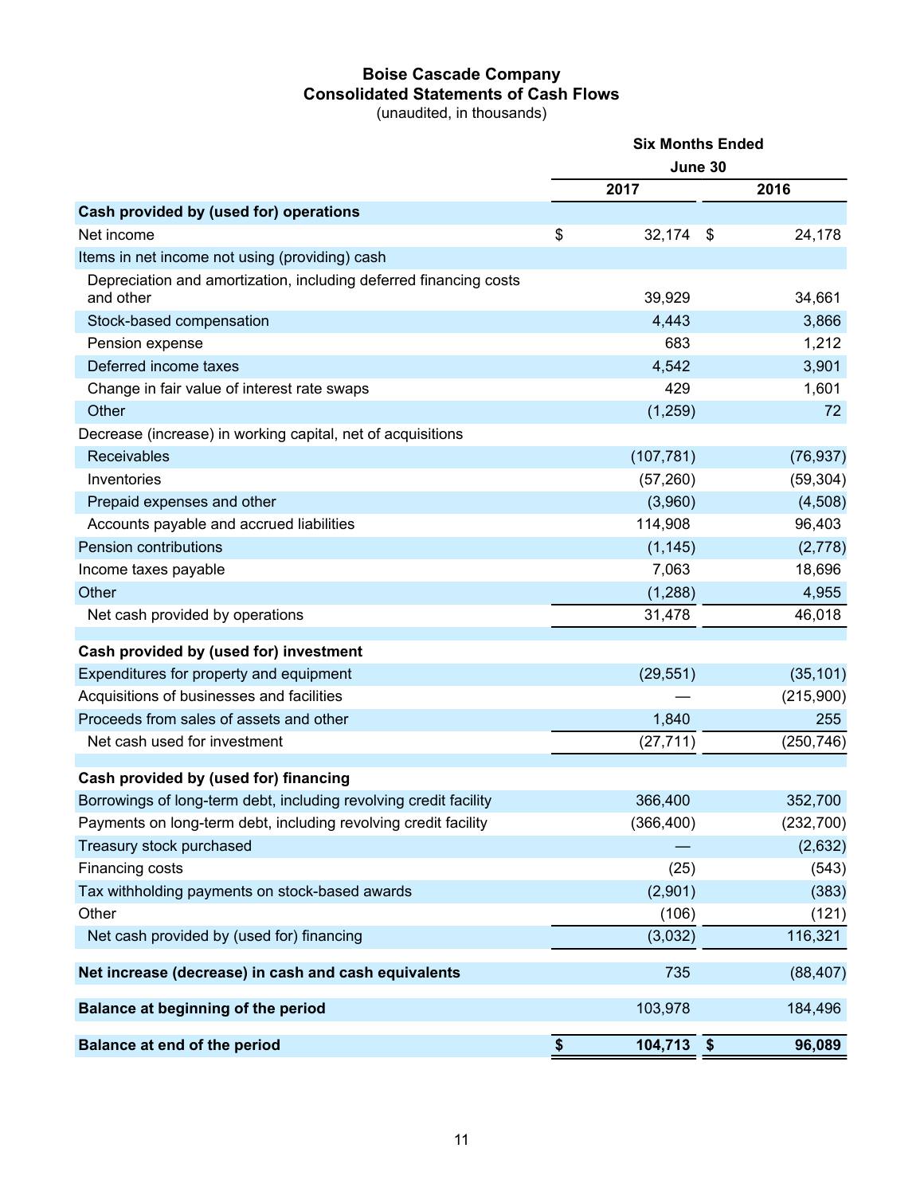# Boise Cascade Company
## Consolidated Statements of Cash Flows
(unaudited, in thousands)

| | Six Months Ended June 30 | |
|---|---|---|
| | 2017 | 2016 |
| **Cash provided by (used for) operations** | | |
| Net income | $ 32,174 | $ 24,178 |
| Items in net income not using (providing) cash | | |
| Depreciation and amortization, including deferred financing costs and other | 39,929 | 34,661 |
| Stock-based compensation | 4,443 | 3,866 |
| Pension expense | 683 | 1,212 |
| Deferred income taxes | 4,542 | 3,901 |
| Change in fair value of interest rate swaps | 429 | 1,601 |
| Other | (1,259) | 72 |
| Decrease (increase) in working capital, net of acquisitions | | |
| Receivables | (107,781) | (76,937) |
| Inventories | (57,260) | (59,304) |
| Prepaid expenses and other | (3,960) | (4,508) |
| Accounts payable and accrued liabilities | 114,908 | 96,403 |
| Pension contributions | (1,145) | (2,778) |
| Income taxes payable | 7,063 | 18,696 |
| Other | (1,288) | 4,955 |
| Net cash provided by operations | 31,478 | 46,018 |
| **Cash provided by (used for) investment** | | |
| Expenditures for property and equipment | (29,551) | (35,101) |
| Acquisitions of businesses and facilities | — | (215,900) |
| Proceeds from sales of assets and other | 1,840 | 255 |
| Net cash used for investment | (27,711) | (250,746) |
| **Cash provided by (used for) financing** | | |
| Borrowings of long-term debt, including revolving credit facility | 366,400 | 352,700 |
| Payments on long-term debt, including revolving credit facility | (366,400) | (232,700) |
| Treasury stock purchased | — | (2,632) |
| Financing costs | (25) | (543) |
| Tax withholding payments on stock-based awards | (2,901) | (383) |
| Other | (106) | (121) |
| Net cash provided by (used for) financing | (3,032) | 116,321 |
| **Net increase (decrease) in cash and cash equivalents** | 735 | (88,407) |
| **Balance at beginning of the period** | 103,978 | 184,496 |
| **Balance at end of the period** | **$ 104,713** | **$ 96,089** |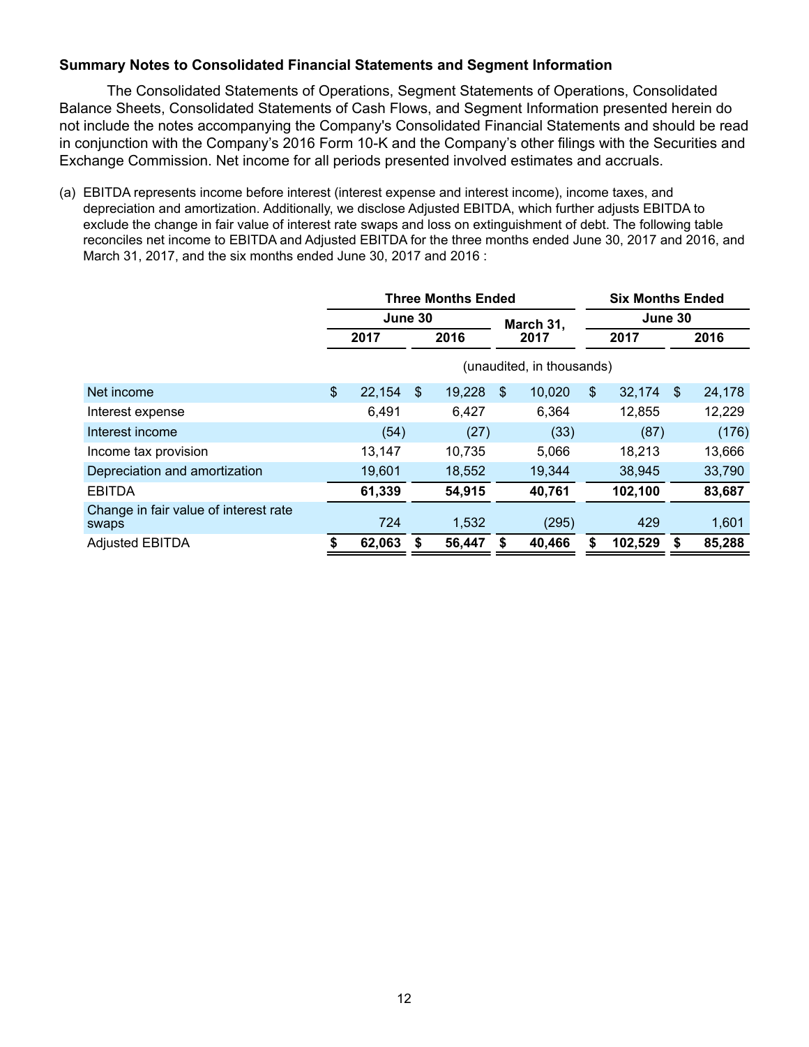**Summary Notes to Consolidated Financial Statements and Segment Information**

The Consolidated Statements of Operations, Segment Statements of Operations, Consolidated Balance Sheets, Consolidated Statements of Cash Flows, and Segment Information presented herein do not include the notes accompanying the Company's Consolidated Financial Statements and should be read in conjunction with the Company's 2016 Form 10-K and the Company's other filings with the Securities and Exchange Commission. Net income for all periods presented involved estimates and accruals.

(a) EBITDA represents income before interest (interest expense and interest income), income taxes, and depreciation and amortization. Additionally, we disclose Adjusted EBITDA, which further adjusts EBITDA to exclude the change in fair value of interest rate swaps and loss on extinguishment of debt. The following table reconciles net income to EBITDA and Adjusted EBITDA for the three months ended June 30, 2017 and 2016, and March 31, 2017, and the six months ended June 30, 2017 and 2016 :

| | Three Months Ended | | | Six Months Ended | |
|---|---|---|---|---|---|
| | June 30 | | March 31, | June 30 | |
| | 2017 | 2016 | 2017 | 2017 | 2016 |
| | (unaudited, in thousands) | | | | |
| Net income | $ 22,154 | $ 19,228 | $ 10,020 | $ 32,174 | $ 24,178 |
| Interest expense | 6,491 | 6,427 | 6,364 | 12,855 | 12,229 |
| Interest income | (54) | (27) | (33) | (87) | (176) |
| Income tax provision | 13,147 | 10,735 | 5,066 | 18,213 | 13,666 |
| Depreciation and amortization | 19,601 | 18,552 | 19,344 | 38,945 | 33,790 |
| **EBITDA** | **61,339** | **54,915** | **40,761** | **102,100** | **83,687** |
| Change in fair value of interest rate swaps | 724 | 1,532 | (295) | 429 | 1,601 |
| Adjusted EBITDA | **$ 62,063** | **$ 56,447** | **$ 40,466** | **$ 102,529** | **$ 85,288** |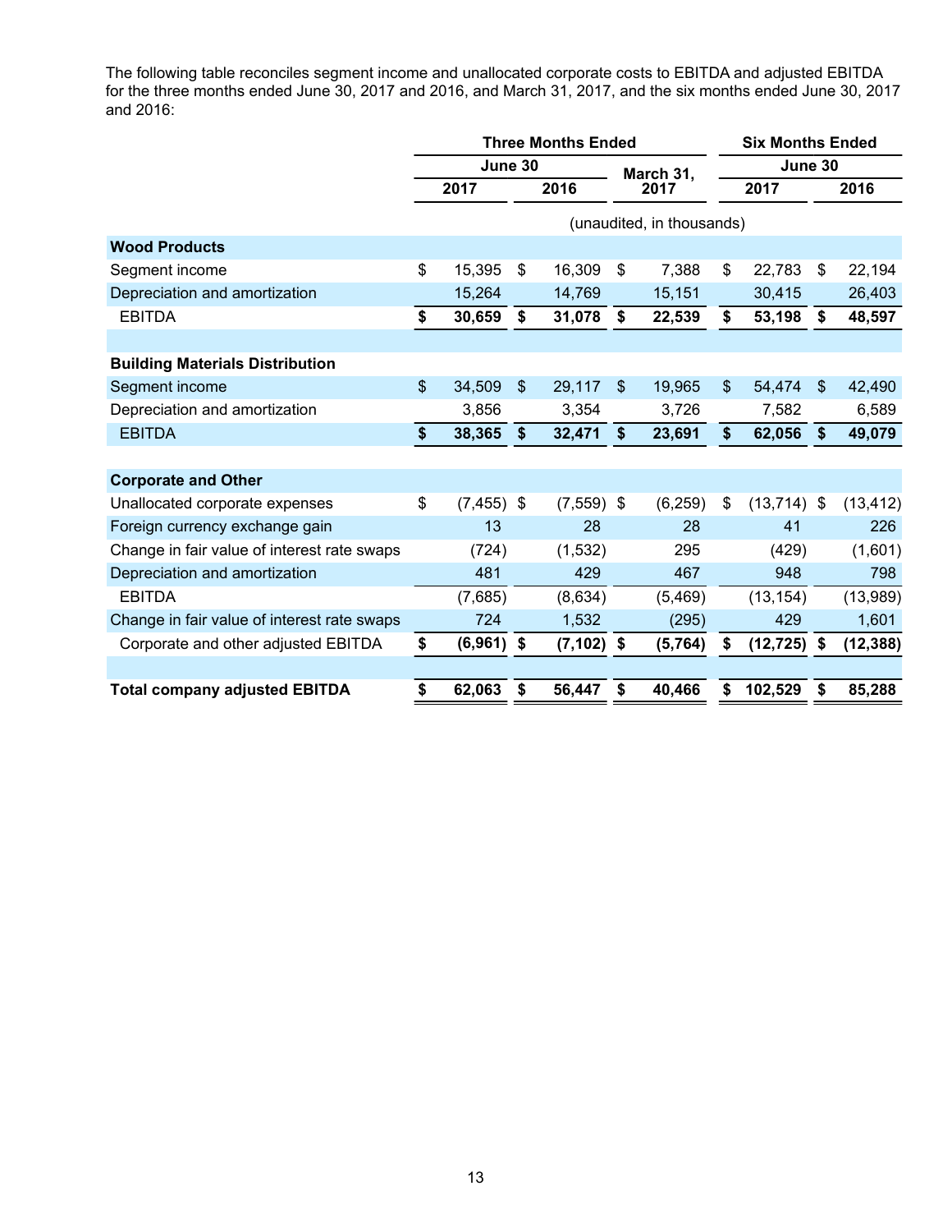The following table reconciles segment income and unallocated corporate costs to EBITDA and adjusted EBITDA for the three months ended June 30, 2017 and 2016, and March 31, 2017, and the six months ended June 30, 2017 and 2016:

| | Three Months Ended | | | Six Months Ended | |
|---|---|---|---|---|---|
| | June 30 | | March 31, | June 30 | |
| | 2017 | 2016 | 2017 | 2017 | 2016 |
| | (unaudited, in thousands) | | | | |
| **Wood Products** | | | | | |
| Segment income | $ 15,395 | $ 16,309 | $ 7,388 | $ 22,783 | $ 22,194 |
| Depreciation and amortization | 15,264 | 14,769 | 15,151 | 30,415 | 26,403 |
| EBITDA | **$ 30,659** | **$ 31,078** | **$ 22,539** | **$ 53,198** | **$ 48,597** |
| | | | | | |
| **Building Materials Distribution** | | | | | |
| Segment income | $ 34,509 | $ 29,117 | $ 19,965 | $ 54,474 | $ 42,490 |
| Depreciation and amortization | 3,856 | 3,354 | 3,726 | 7,582 | 6,589 |
| EBITDA | **$ 38,365** | **$ 32,471** | **$ 23,691** | **$ 62,056** | **$ 49,079** |
| | | | | | |
| **Corporate and Other** | | | | | |
| Unallocated corporate expenses | $ (7,455) | $ (7,559) | $ (6,259) | $ (13,714) | $ (13,412) |
| Foreign currency exchange gain | 13 | 28 | 28 | 41 | 226 |
| Change in fair value of interest rate swaps | (724) | (1,532) | 295 | (429) | (1,601) |
| Depreciation and amortization | 481 | 429 | 467 | 948 | 798 |
| EBITDA | (7,685) | (8,634) | (5,469) | (13,154) | (13,989) |
| Change in fair value of interest rate swaps | 724 | 1,532 | (295) | 429 | 1,601 |
| Corporate and other adjusted EBITDA | **$ (6,961)** | **$ (7,102)** | **$ (5,764)** | **$ (12,725)** | **$ (12,388)** |
| | | | | | |
| **Total company adjusted EBITDA** | **$ 62,063** | **$ 56,447** | **$ 40,466** | **$ 102,529** | **$ 85,288** |